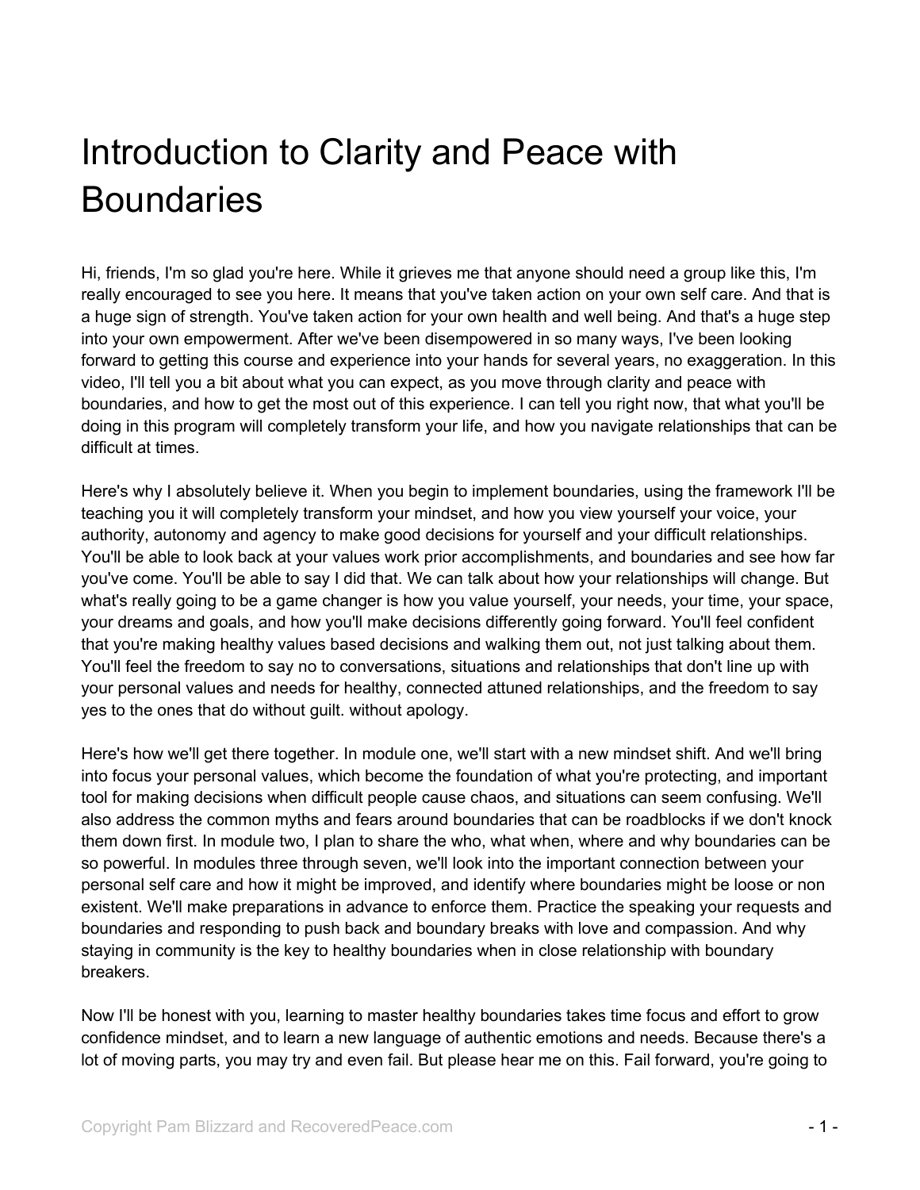# Introduction to Clarity and Peace with Boundaries

Hi, friends, I'm so glad you're here. While it grieves me that anyone should need a group like this, I'm really encouraged to see you here. It means that you've taken action on your own self care. And that is a huge sign of strength. You've taken action for your own health and well being. And that's a huge step into your own empowerment. After we've been disempowered in so many ways, I've been looking forward to getting this course and experience into your hands for several years, no exaggeration. In this video, I'll tell you a bit about what you can expect, as you move through clarity and peace with boundaries, and how to get the most out of this experience. I can tell you right now, that what you'll be doing in this program will completely transform your life, and how you navigate relationships that can be difficult at times.

Here's why I absolutely believe it. When you begin to implement boundaries, using the framework I'll be teaching you it will completely transform your mindset, and how you view yourself your voice, your authority, autonomy and agency to make good decisions for yourself and your difficult relationships. You'll be able to look back at your values work prior accomplishments, and boundaries and see how far you've come. You'll be able to say I did that. We can talk about how your relationships will change. But what's really going to be a game changer is how you value yourself, your needs, your time, your space, your dreams and goals, and how you'll make decisions differently going forward. You'll feel confident that you're making healthy values based decisions and walking them out, not just talking about them. You'll feel the freedom to say no to conversations, situations and relationships that don't line up with your personal values and needs for healthy, connected attuned relationships, and the freedom to say yes to the ones that do without guilt. without apology.

Here's how we'll get there together. In module one, we'll start with a new mindset shift. And we'll bring into focus your personal values, which become the foundation of what you're protecting, and important tool for making decisions when difficult people cause chaos, and situations can seem confusing. We'll also address the common myths and fears around boundaries that can be roadblocks if we don't knock them down first. In module two, I plan to share the who, what when, where and why boundaries can be so powerful. In modules three through seven, we'll look into the important connection between your personal self care and how it might be improved, and identify where boundaries might be loose or non existent. We'll make preparations in advance to enforce them. Practice the speaking your requests and boundaries and responding to push back and boundary breaks with love and compassion. And why staying in community is the key to healthy boundaries when in close relationship with boundary breakers.

Now I'll be honest with you, learning to master healthy boundaries takes time focus and effort to grow confidence mindset, and to learn a new language of authentic emotions and needs. Because there's a lot of moving parts, you may try and even fail. But please hear me on this. Fail forward, you're going to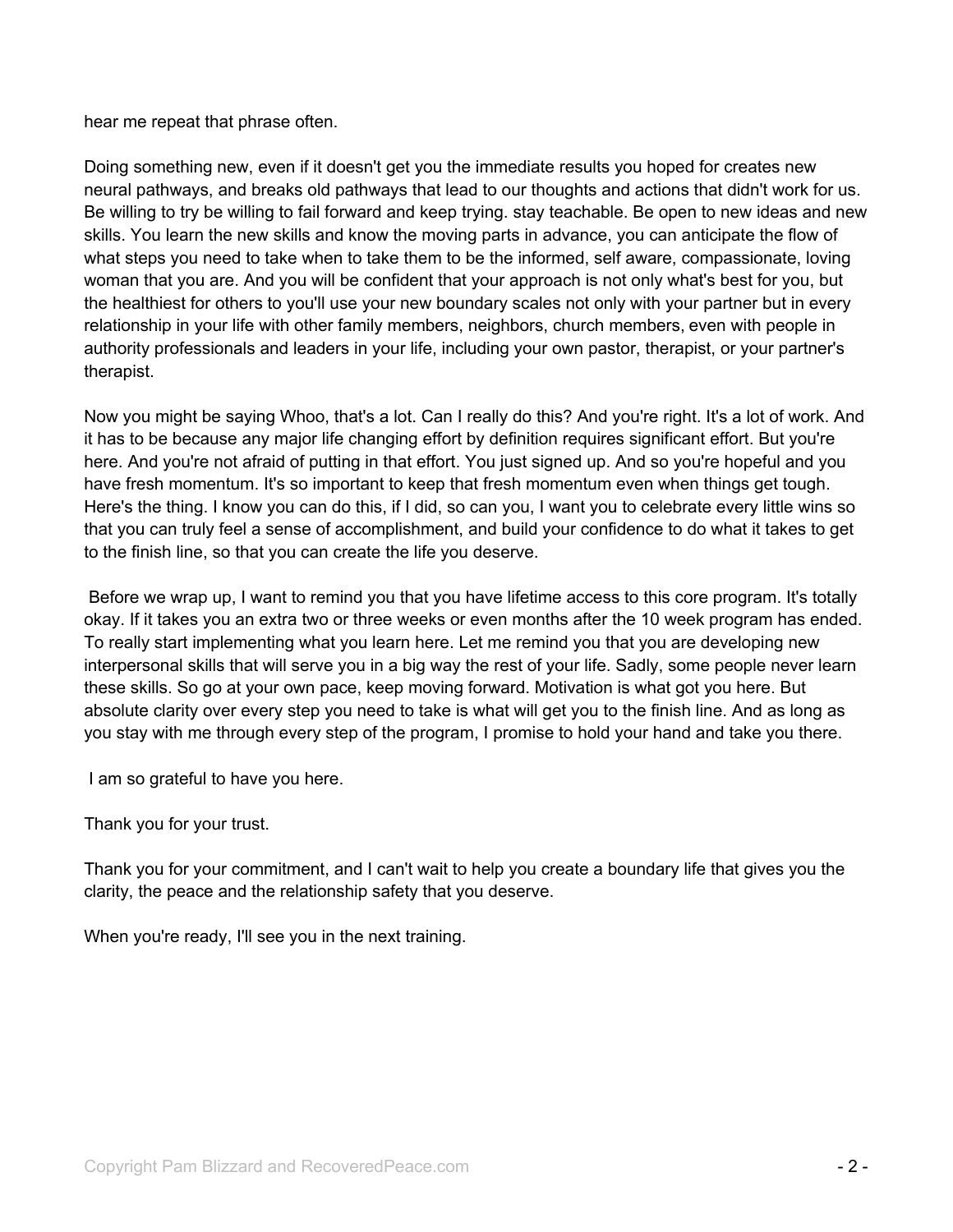hear me repeat that phrase often.

Doing something new, even if it doesn't get you the immediate results you hoped for creates new neural pathways, and breaks old pathways that lead to our thoughts and actions that didn't work for us. Be willing to try be willing to fail forward and keep trying. stay teachable. Be open to new ideas and new skills. You learn the new skills and know the moving parts in advance, you can anticipate the flow of what steps you need to take when to take them to be the informed, self aware, compassionate, loving woman that you are. And you will be confident that your approach is not only what's best for you, but the healthiest for others to you'll use your new boundary scales not only with your partner but in every relationship in your life with other family members, neighbors, church members, even with people in authority professionals and leaders in your life, including your own pastor, therapist, or your partner's therapist.

Now you might be saying Whoo, that's a lot. Can I really do this? And you're right. It's a lot of work. And it has to be because any major life changing effort by definition requires significant effort. But you're here. And you're not afraid of putting in that effort. You just signed up. And so you're hopeful and you have fresh momentum. It's so important to keep that fresh momentum even when things get tough. Here's the thing. I know you can do this, if I did, so can you, I want you to celebrate every little wins so that you can truly feel a sense of accomplishment, and build your confidence to do what it takes to get to the finish line, so that you can create the life you deserve.

Before we wrap up, I want to remind you that you have lifetime access to this core program. It's totally okay. If it takes you an extra two or three weeks or even months after the 10 week program has ended. To really start implementing what you learn here. Let me remind you that you are developing new interpersonal skills that will serve you in a big way the rest of your life. Sadly, some people never learn these skills. So go at your own pace, keep moving forward. Motivation is what got you here. But absolute clarity over every step you need to take is what will get you to the finish line. And as long as you stay with me through every step of the program, I promise to hold your hand and take you there.

I am so grateful to have you here.

Thank you for your trust.

Thank you for your commitment, and I can't wait to help you create a boundary life that gives you the clarity, the peace and the relationship safety that you deserve.

When you're ready, I'll see you in the next training.